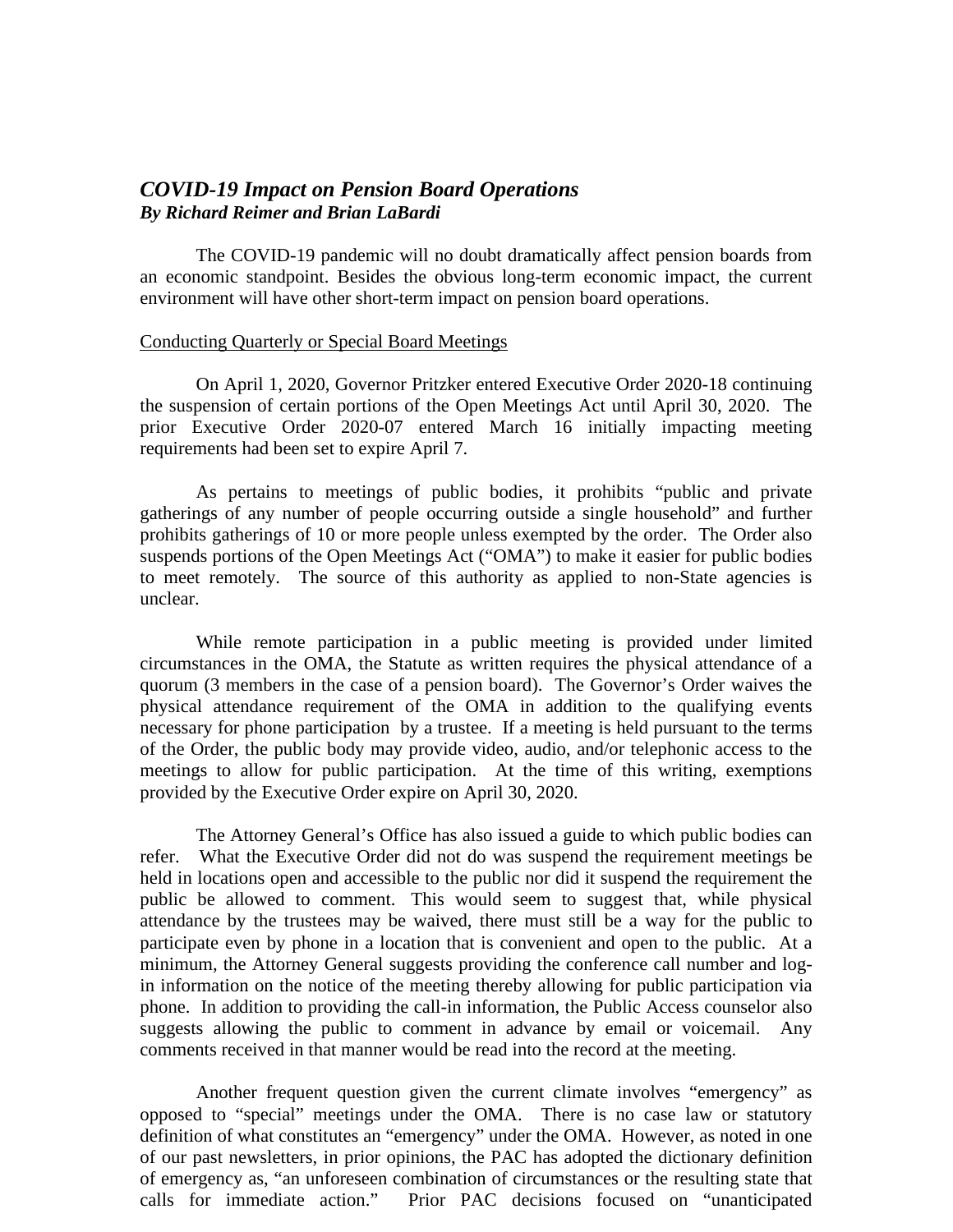## *COVID-19 Impact on Pension Board Operations*

***By Richard Reimer and Brian LaBardi***

The COVID-19 pandemic will no doubt dramatically affect pension boards from an economic standpoint. Besides the obvious long-term economic impact, the current environment will have other short-term impact on pension board operations.

### Conducting Quarterly or Special Board Meetings

On April 1, 2020, Governor Pritzker entered Executive Order 2020-18 continuing the suspension of certain portions of the Open Meetings Act until April 30, 2020. The prior Executive Order 2020-07 entered March 16 initially impacting meeting requirements had been set to expire April 7.

As pertains to meetings of public bodies, it prohibits "public and private gatherings of any number of people occurring outside a single household" and further prohibits gatherings of 10 or more people unless exempted by the order. The Order also suspends portions of the Open Meetings Act ("OMA") to make it easier for public bodies to meet remotely. The source of this authority as applied to non-State agencies is unclear.

While remote participation in a public meeting is provided under limited circumstances in the OMA, the Statute as written requires the physical attendance of a quorum (3 members in the case of a pension board). The Governor's Order waives the physical attendance requirement of the OMA in addition to the qualifying events necessary for phone participation by a trustee. If a meeting is held pursuant to the terms of the Order, the public body may provide video, audio, and/or telephonic access to the meetings to allow for public participation. At the time of this writing, exemptions provided by the Executive Order expire on April 30, 2020.

The Attorney General's Office has also issued a guide to which public bodies can refer. What the Executive Order did not do was suspend the requirement meetings be held in locations open and accessible to the public nor did it suspend the requirement the public be allowed to comment. This would seem to suggest that, while physical attendance by the trustees may be waived, there must still be a way for the public to participate even by phone in a location that is convenient and open to the public. At a minimum, the Attorney General suggests providing the conference call number and log-in information on the notice of the meeting thereby allowing for public participation via phone. In addition to providing the call-in information, the Public Access counselor also suggests allowing the public to comment in advance by email or voicemail. Any comments received in that manner would be read into the record at the meeting.

Another frequent question given the current climate involves "emergency" as opposed to "special" meetings under the OMA. There is no case law or statutory definition of what constitutes an "emergency" under the OMA. However, as noted in one of our past newsletters, in prior opinions, the PAC has adopted the dictionary definition of emergency as, "an unforeseen combination of circumstances or the resulting state that calls for immediate action." Prior PAC decisions focused on "unanticipated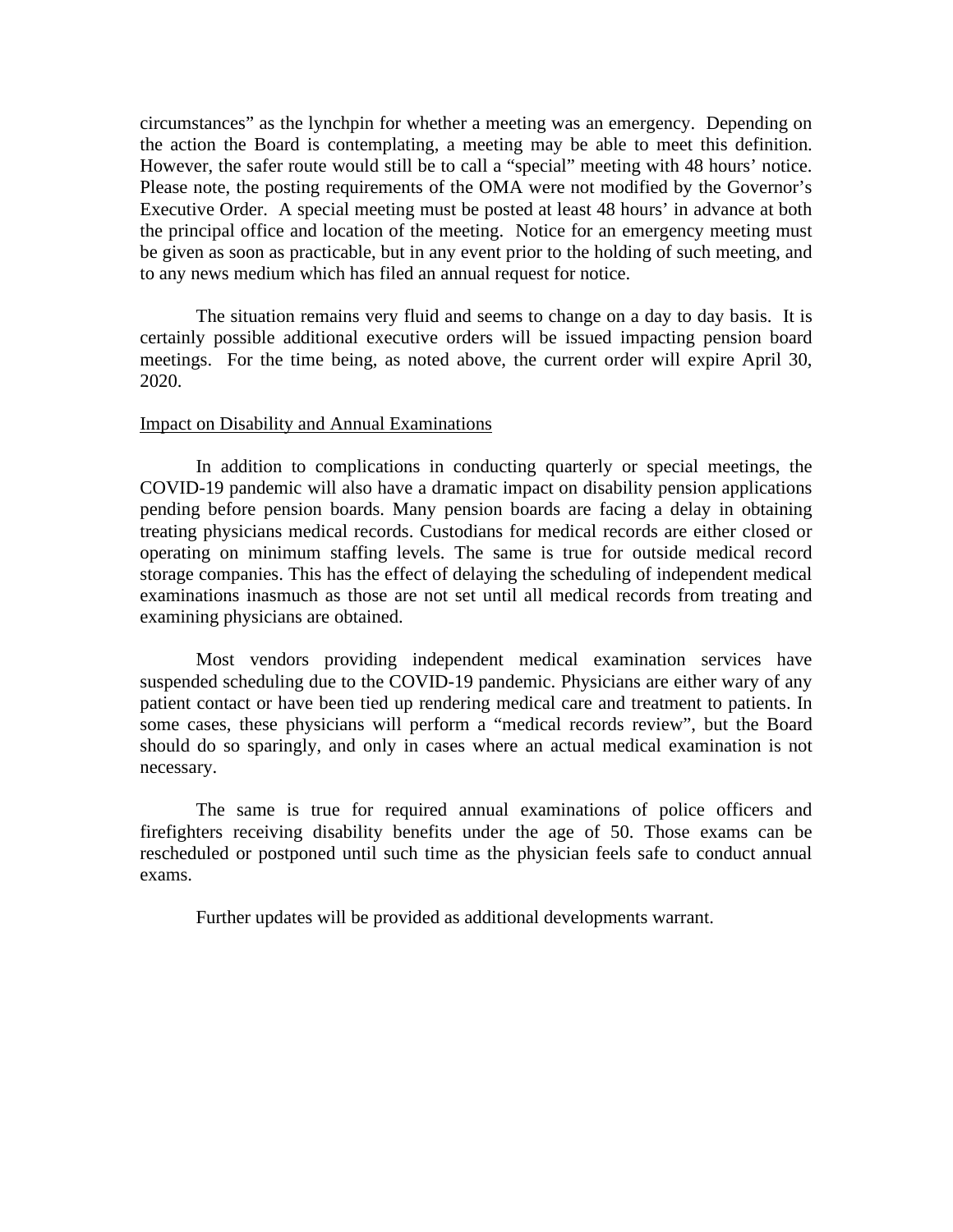circumstances" as the lynchpin for whether a meeting was an emergency. Depending on the action the Board is contemplating, a meeting may be able to meet this definition. However, the safer route would still be to call a "special" meeting with 48 hours' notice. Please note, the posting requirements of the OMA were not modified by the Governor's Executive Order. A special meeting must be posted at least 48 hours' in advance at both the principal office and location of the meeting. Notice for an emergency meeting must be given as soon as practicable, but in any event prior to the holding of such meeting, and to any news medium which has filed an annual request for notice.

The situation remains very fluid and seems to change on a day to day basis. It is certainly possible additional executive orders will be issued impacting pension board meetings. For the time being, as noted above, the current order will expire April 30, 2020.

<u>Impact on Disability and Annual Examinations</u>

In addition to complications in conducting quarterly or special meetings, the COVID-19 pandemic will also have a dramatic impact on disability pension applications pending before pension boards. Many pension boards are facing a delay in obtaining treating physicians medical records. Custodians for medical records are either closed or operating on minimum staffing levels. The same is true for outside medical record storage companies. This has the effect of delaying the scheduling of independent medical examinations inasmuch as those are not set until all medical records from treating and examining physicians are obtained.

Most vendors providing independent medical examination services have suspended scheduling due to the COVID-19 pandemic. Physicians are either wary of any patient contact or have been tied up rendering medical care and treatment to patients. In some cases, these physicians will perform a "medical records review", but the Board should do so sparingly, and only in cases where an actual medical examination is not necessary.

The same is true for required annual examinations of police officers and firefighters receiving disability benefits under the age of 50. Those exams can be rescheduled or postponed until such time as the physician feels safe to conduct annual exams.

Further updates will be provided as additional developments warrant.